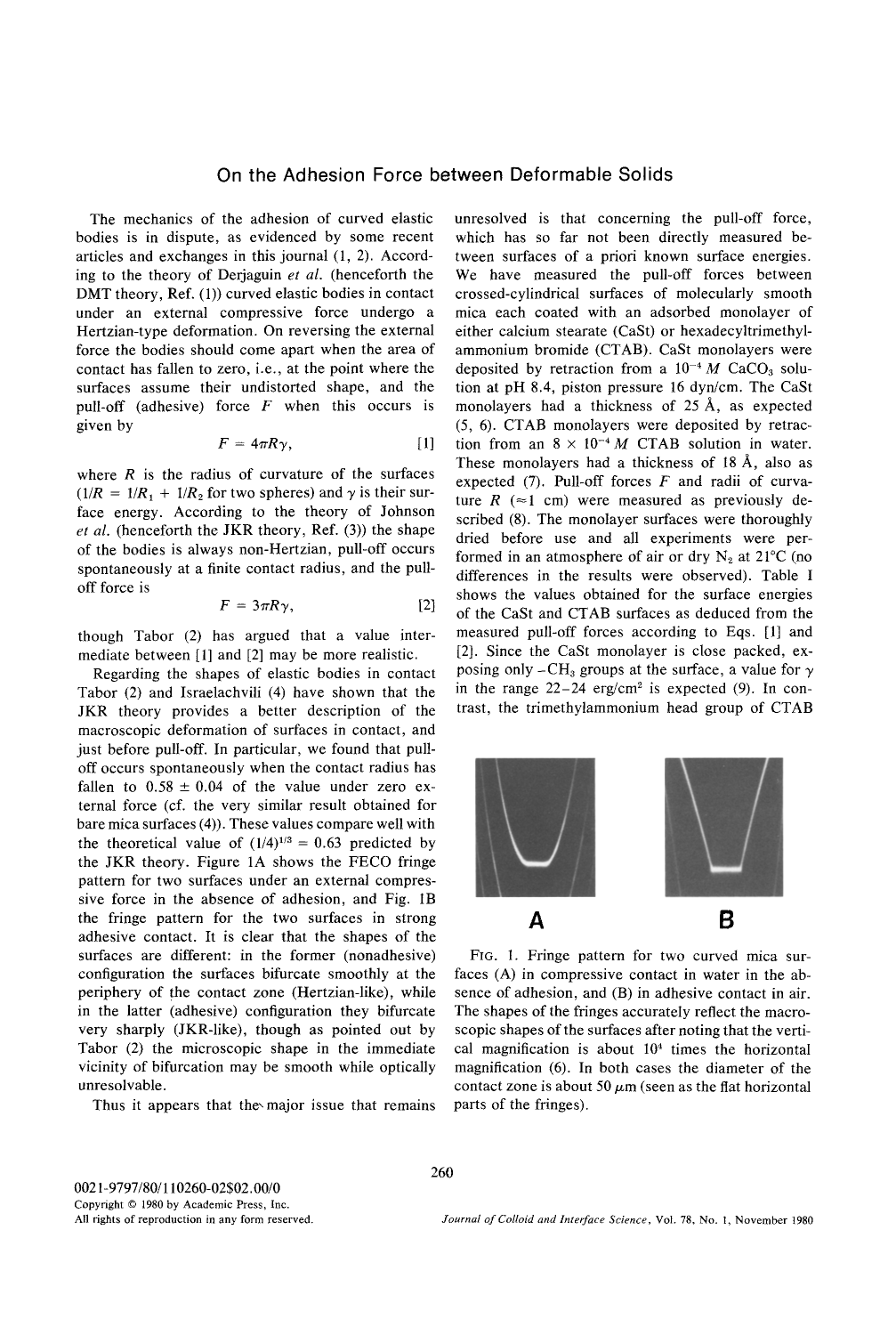# On the Adhesion Force between Deformable Solids

The mechanics of the adhesion of curved elastic bodies is in dispute, as evidenced by some recent articles and exchanges in this journal (1, 2). According to the theory of Derjaguin *et al.* (henceforth the DMT theory, Ref. (1)) curved elastic bodies in contact under an external compressive force undergo a Hertzian-type deformation. On reversing the external force the bodies should come apart when the area of contact has fallen to zero, i.e., at the point where the surfaces assume their undistorted shape, and the pull-off (adhesive) force $F$ when this occurs is given by

$$F = 4\pi R\gamma, \quad [1]$$

where $R$ is the radius of curvature of the surfaces ($1/R = 1/R_1 + 1/R_2$ for two spheres) and $\gamma$ is their surface energy. According to the theory of Johnson *et al.* (henceforth the JKR theory, Ref. (3)) the shape of the bodies is always non-Hertzian, pull-off occurs spontaneously at a finite contact radius, and the pull-off force is

$$F = 3\pi R\gamma, \quad [2]$$

though Tabor (2) has argued that a value intermediate between [1] and [2] may be more realistic.

Regarding the shapes of elastic bodies in contact Tabor (2) and Israelachvili (4) have shown that the JKR theory provides a better description of the macroscopic deformation of surfaces in contact, and just before pull-off. In particular, we found that pull-off occurs spontaneously when the contact radius has fallen to $0.58 \pm 0.04$ of the value under zero external force (cf. the very similar result obtained for bare mica surfaces (4)). These values compare well with the theoretical value of $(1/4)^{1/3} = 0.63$ predicted by the JKR theory. Figure 1A shows the FECO fringe pattern for two surfaces under an external compressive force in the absence of adhesion, and Fig. 1B the fringe pattern for the two surfaces in strong adhesive contact. It is clear that the shapes of the surfaces are different: in the former (nonadhesive) configuration the surfaces bifurcate smoothly at the periphery of the contact zone (Hertzian-like), while in the latter (adhesive) configuration they bifurcate very sharply (JKR-like), though as pointed out by Tabor (2) the microscopic shape in the immediate vicinity of bifurcation may be smooth while optically unresolvable.

Thus it appears that the major issue that remains unresolved is that concerning the pull-off force, which has so far not been directly measured between surfaces of a priori known surface energies. We have measured the pull-off forces between crossed-cylindrical surfaces of molecularly smooth mica each coated with an adsorbed monolayer of either calcium stearate (CaSt) or hexadecyltrimethylammonium bromide (CTAB). CaSt monolayers were deposited by retraction from a $10^{-4}$ $M$ $CaCO_3$ solution at pH 8.4, piston pressure 16 dyn/cm. The CaSt monolayers had a thickness of 25 Å, as expected (5, 6). CTAB monolayers were deposited by retraction from an $8 \times 10^{-4}$ $M$ CTAB solution in water. These monolayers had a thickness of 18 Å, also as expected (7). Pull-off forces $F$ and radii of curvature $R$ ($\approx 1$ cm) were measured as previously described (8). The monolayer surfaces were thoroughly dried before use and all experiments were performed in an atmosphere of air or dry $N_2$ at 21°C (no differences in the results were observed). Table I shows the values obtained for the surface energies of the CaSt and CTAB surfaces as deduced from the measured pull-off forces according to Eqs. [1] and [2]. Since the CaSt monolayer is close packed, exposing only $-CH_3$ groups at the surface, a value for $\gamma$ in the range 22–24 erg/cm² is expected (9). In contrast, the trimethylammonium head group of CTAB

A B

FIG. 1. Fringe pattern for two curved mica surfaces (A) in compressive contact in water in the absence of adhesion, and (B) in adhesive contact in air. The shapes of the fringes accurately reflect the macroscopic shapes of the surfaces after noting that the vertical magnification is about $10^4$ times the horizontal magnification (6). In both cases the diameter of the contact zone is about 50 μm (seen as the flat horizontal parts of the fringes).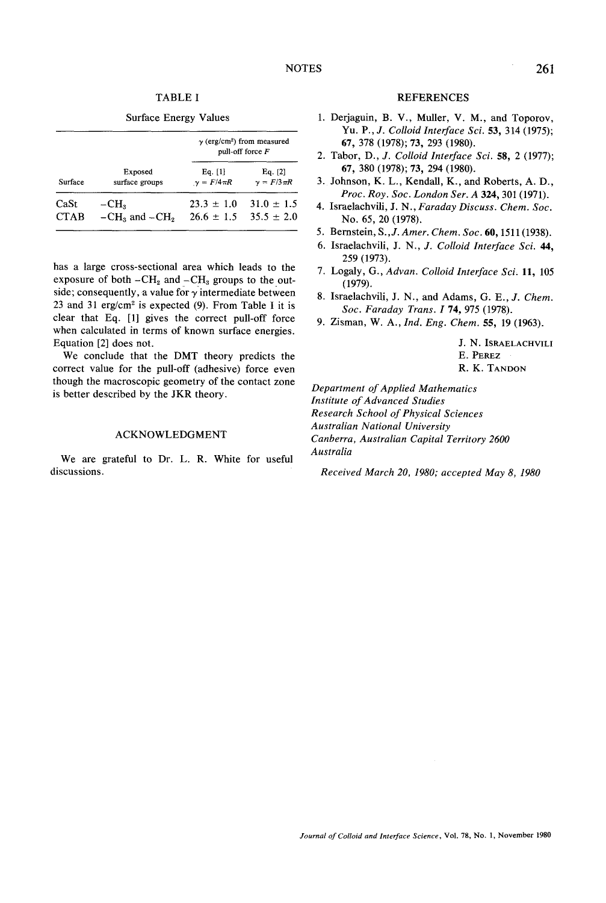TABLE I

Surface Energy Values

| Surface | Exposed surface groups | $\gamma$ (erg/cm$^2$) from measured pull-off force $F$ | |
|---|---|---|---|
| | | Eq. [1] $\gamma = F/4\pi R$ | Eq. [2] $\gamma = F/3\pi R$ |
| CaSt | $-CH_3$ | $23.3 \pm 1.0$ | $31.0 \pm 1.5$ |
| CTAB | $-CH_3$ and $-CH_2$ | $26.6 \pm 1.5$ | $35.5 \pm 2.0$ |

has a large cross-sectional area which leads to the exposure of both $-CH_2$ and $-CH_3$ groups to the outside; consequently, a value for $\gamma$ intermediate between 23 and 31 erg/cm$^2$ is expected (9). From Table I it is clear that Eq. [1] gives the correct pull-off force when calculated in terms of known surface energies. Equation [2] does not.

We conclude that the DMT theory predicts the correct value for the pull-off (adhesive) force even though the macroscopic geometry of the contact zone is better described by the JKR theory.

## ACKNOWLEDGMENT

We are grateful to Dr. L. R. White for useful discussions.

## REFERENCES

1. Derjaguin, B. V., Muller, V. M., and Toporov, Yu. P., *J. Colloid Interface Sci.* **53**, 314 (1975); **67**, 378 (1978); **73**, 293 (1980).
2. Tabor, D., *J. Colloid Interface Sci.* **58**, 2 (1977); **67**, 380 (1978); **73**, 294 (1980).
3. Johnson, K. L., Kendall, K., and Roberts, A. D., *Proc. Roy. Soc. London Ser. A* **324**, 301 (1971).
4. Israelachvili, J. N., *Faraday Discuss. Chem. Soc.* No. 65, 20 (1978).
5. Bernstein, S., *J. Amer. Chem. Soc.* **60**, 1511 (1938).
6. Israelachvili, J. N., *J. Colloid Interface Sci.* **44**, 259 (1973).
7. Logaly, G., *Advan. Colloid Interface Sci.* **11**, 105 (1979).
8. Israelachvili, J. N., and Adams, G. E., *J. Chem. Soc. Faraday Trans. I* **74**, 975 (1978).
9. Zisman, W. A., *Ind. Eng. Chem.* **55**, 19 (1963).

J. N. Israelachvili
E. Perez
R. K. Tandon

*Department of Applied Mathematics*
*Institute of Advanced Studies*
*Research School of Physical Sciences*
*Australian National University*
*Canberra, Australian Capital Territory 2600*
*Australia*

*Received March 20, 1980; accepted May 8, 1980*